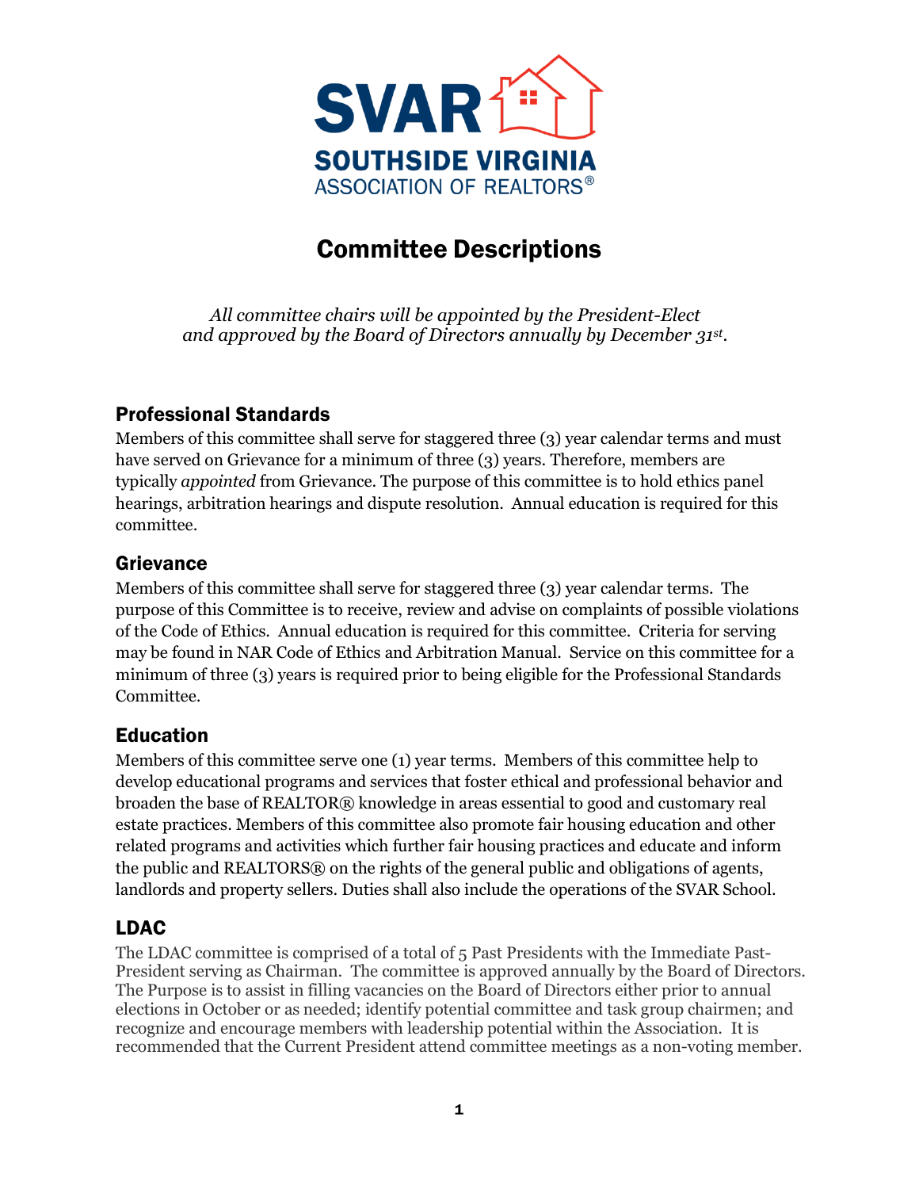SVAR

SOUTHSIDE VIRGINIA
ASSOCIATION OF REALTORS®

# Committee Descriptions

*All committee chairs will be appointed by the President-Elect and approved by the Board of Directors annually by December 31st.*

## Professional Standards

Members of this committee shall serve for staggered three (3) year calendar terms and must have served on Grievance for a minimum of three (3) years. Therefore, members are typically *appointed* from Grievance. The purpose of this committee is to hold ethics panel hearings, arbitration hearings and dispute resolution. Annual education is required for this committee.

## Grievance

Members of this committee shall serve for staggered three (3) year calendar terms. The purpose of this Committee is to receive, review and advise on complaints of possible violations of the Code of Ethics. Annual education is required for this committee. Criteria for serving may be found in NAR Code of Ethics and Arbitration Manual. Service on this committee for a minimum of three (3) years is required prior to being eligible for the Professional Standards Committee.

## Education

Members of this committee serve one (1) year terms. Members of this committee help to develop educational programs and services that foster ethical and professional behavior and broaden the base of REALTOR® knowledge in areas essential to good and customary real estate practices. Members of this committee also promote fair housing education and other related programs and activities which further fair housing practices and educate and inform the public and REALTORS® on the rights of the general public and obligations of agents, landlords and property sellers. Duties shall also include the operations of the SVAR School.

## LDAC

The LDAC committee is comprised of a total of 5 Past Presidents with the Immediate Past-President serving as Chairman. The committee is approved annually by the Board of Directors. The Purpose is to assist in filling vacancies on the Board of Directors either prior to annual elections in October or as needed; identify potential committee and task group chairmen; and recognize and encourage members with leadership potential within the Association. It is recommended that the Current President attend committee meetings as a non-voting member.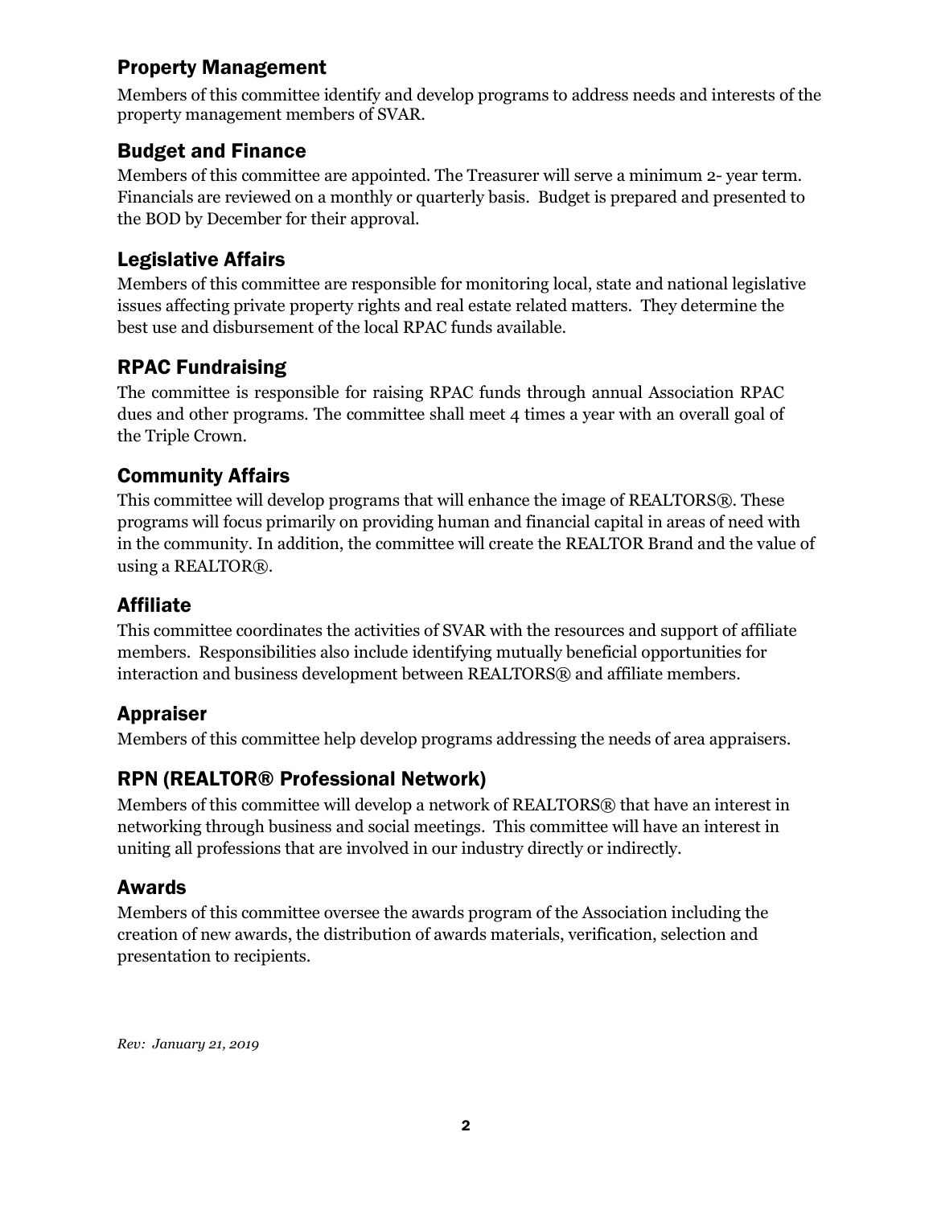## Property Management

Members of this committee identify and develop programs to address needs and interests of the property management members of SVAR.

## Budget and Finance

Members of this committee are appointed. The Treasurer will serve a minimum 2- year term. Financials are reviewed on a monthly or quarterly basis. Budget is prepared and presented to the BOD by December for their approval.

## Legislative Affairs

Members of this committee are responsible for monitoring local, state and national legislative issues affecting private property rights and real estate related matters. They determine the best use and disbursement of the local RPAC funds available.

## RPAC Fundraising

The committee is responsible for raising RPAC funds through annual Association RPAC dues and other programs. The committee shall meet 4 times a year with an overall goal of the Triple Crown.

## Community Affairs

This committee will develop programs that will enhance the image of REALTORS®. These programs will focus primarily on providing human and financial capital in areas of need with in the community. In addition, the committee will create the REALTOR Brand and the value of using a REALTOR®.

## Affiliate

This committee coordinates the activities of SVAR with the resources and support of affiliate members. Responsibilities also include identifying mutually beneficial opportunities for interaction and business development between REALTORS® and affiliate members.

## Appraiser

Members of this committee help develop programs addressing the needs of area appraisers.

## RPN (REALTOR® Professional Network)

Members of this committee will develop a network of REALTORS® that have an interest in networking through business and social meetings. This committee will have an interest in uniting all professions that are involved in our industry directly or indirectly.

## Awards

Members of this committee oversee the awards program of the Association including the creation of new awards, the distribution of awards materials, verification, selection and presentation to recipients.

*Rev: January 21, 2019*